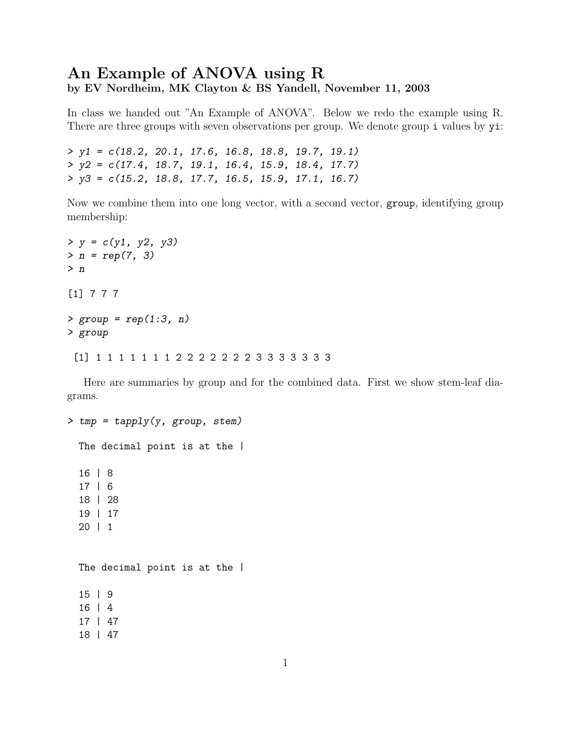# An Example of ANOVA using R

**by EV Nordheim, MK Clayton & BS Yandell, November 11, 2003**

In class we handed out "An Example of ANOVA". Below we redo the example using R. There are three groups with seven observations per group. We denote group `i` values by `yi`:

```
> y1 = c(18.2, 20.1, 17.6, 16.8, 18.8, 19.7, 19.1)
> y2 = c(17.4, 18.7, 19.1, 16.4, 15.9, 18.4, 17.7)
> y3 = c(15.2, 18.8, 17.7, 16.5, 15.9, 17.1, 16.7)
```

Now we combine them into one long vector, with a second vector, `group`, identifying group membership:

```
> y = c(y1, y2, y3)
> n = rep(7, 3)
> n

[1] 7 7 7

> group = rep(1:3, n)
> group

 [1] 1 1 1 1 1 1 1 2 2 2 2 2 2 2 3 3 3 3 3 3 3
```

Here are summaries by group and for the combined data. First we show stem-leaf diagrams.

```
> tmp = tapply(y, group, stem)

  The decimal point is at the |

  16 | 8
  17 | 6
  18 | 28
  19 | 17
  20 | 1


  The decimal point is at the |

  15 | 9
  16 | 4
  17 | 47
  18 | 47
```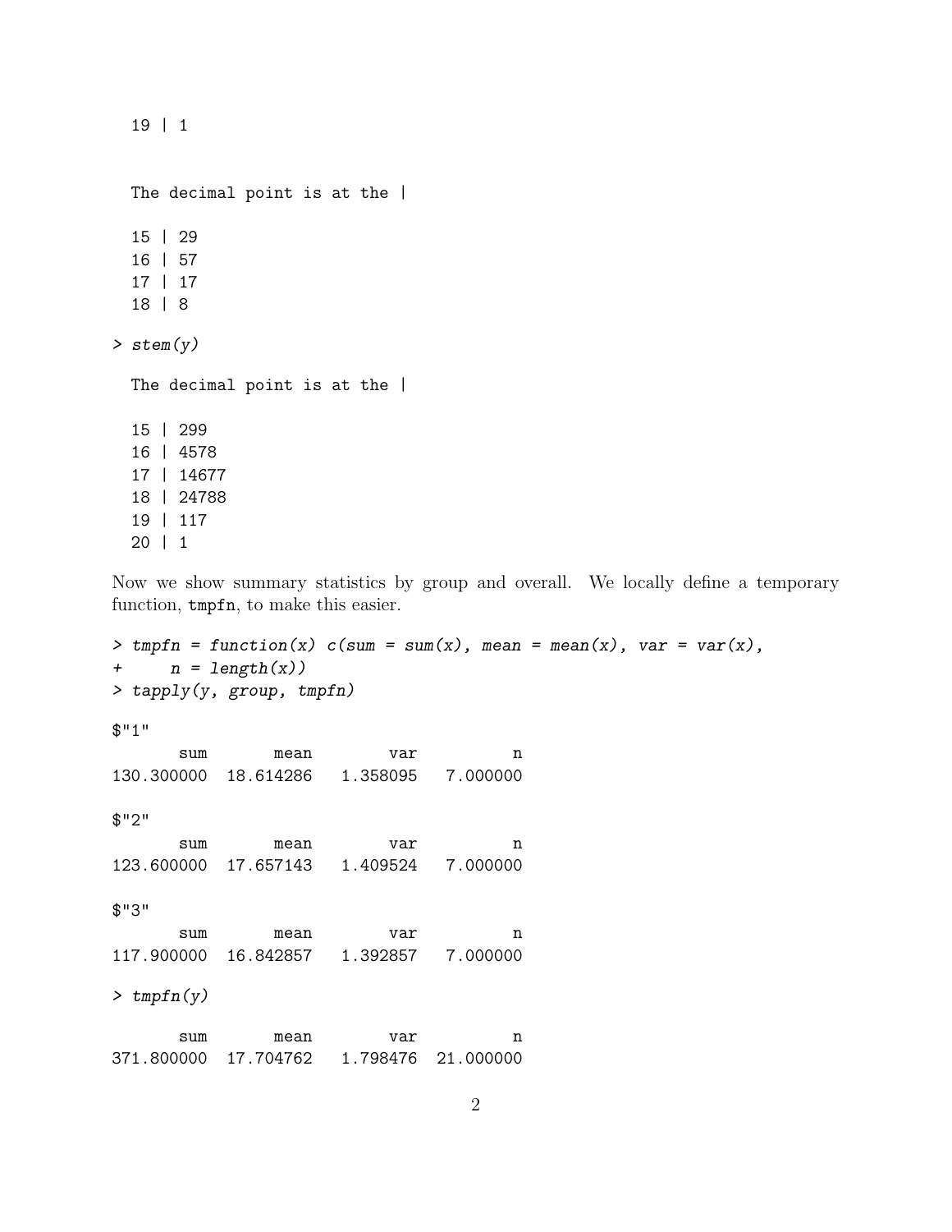```
  19 | 1


  The decimal point is at the |

  15 | 29
  16 | 57
  17 | 17
  18 | 8

> stem(y)

  The decimal point is at the |

  15 | 299
  16 | 4578
  17 | 14677
  18 | 24788
  19 | 117
  20 | 1
```

Now we show summary statistics by group and overall. We locally define a temporary function, `tmpfn`, to make this easier.

```
> tmpfn = function(x) c(sum = sum(x), mean = mean(x), var = var(x),
+     n = length(x))
> tapply(y, group, tmpfn)

$"1"
      sum       mean        var          n
130.300000  18.614286   1.358095   7.000000

$"2"
      sum       mean        var          n
123.600000  17.657143   1.409524   7.000000

$"3"
      sum       mean        var          n
117.900000  16.842857   1.392857   7.000000

> tmpfn(y)

      sum       mean        var          n
371.800000  17.704762   1.798476  21.000000
```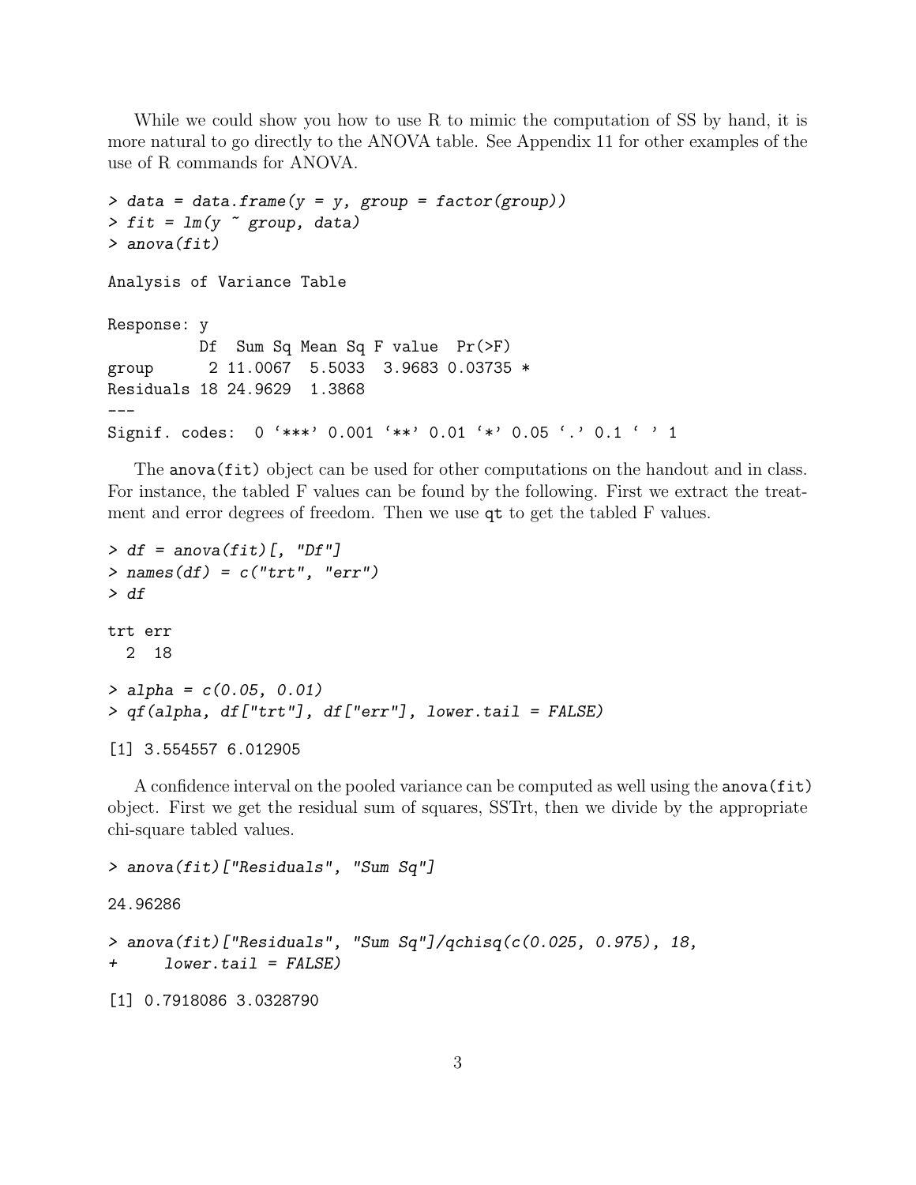While we could show you how to use R to mimic the computation of SS by hand, it is more natural to go directly to the ANOVA table. See Appendix 11 for other examples of the use of R commands for ANOVA.

```
> data = data.frame(y = y, group = factor(group))
> fit = lm(y ~ group, data)
> anova(fit)

Analysis of Variance Table

Response: y
          Df  Sum Sq Mean Sq F value  Pr(>F)
group      2 11.0067  5.5033  3.9683 0.03735 *
Residuals 18 24.9629  1.3868
---
Signif. codes:  0 '***' 0.001 '**' 0.01 '*' 0.05 '.' 0.1 ' ' 1
```

The `anova(fit)` object can be used for other computations on the handout and in class. For instance, the tabled F values can be found by the following. First we extract the treatment and error degrees of freedom. Then we use `qt` to get the tabled F values.

```
> df = anova(fit)[, "Df"]
> names(df) = c("trt", "err")
> df

trt err
  2  18

> alpha = c(0.05, 0.01)
> qf(alpha, df["trt"], df["err"], lower.tail = FALSE)

[1] 3.554557 6.012905
```

A confidence interval on the pooled variance can be computed as well using the `anova(fit)` object. First we get the residual sum of squares, SSTrt, then we divide by the appropriate chi-square tabled values.

```
> anova(fit)["Residuals", "Sum Sq"]

24.96286

> anova(fit)["Residuals", "Sum Sq"]/qchisq(c(0.025, 0.975), 18,
+     lower.tail = FALSE)

[1] 0.7918086 3.0328790
```